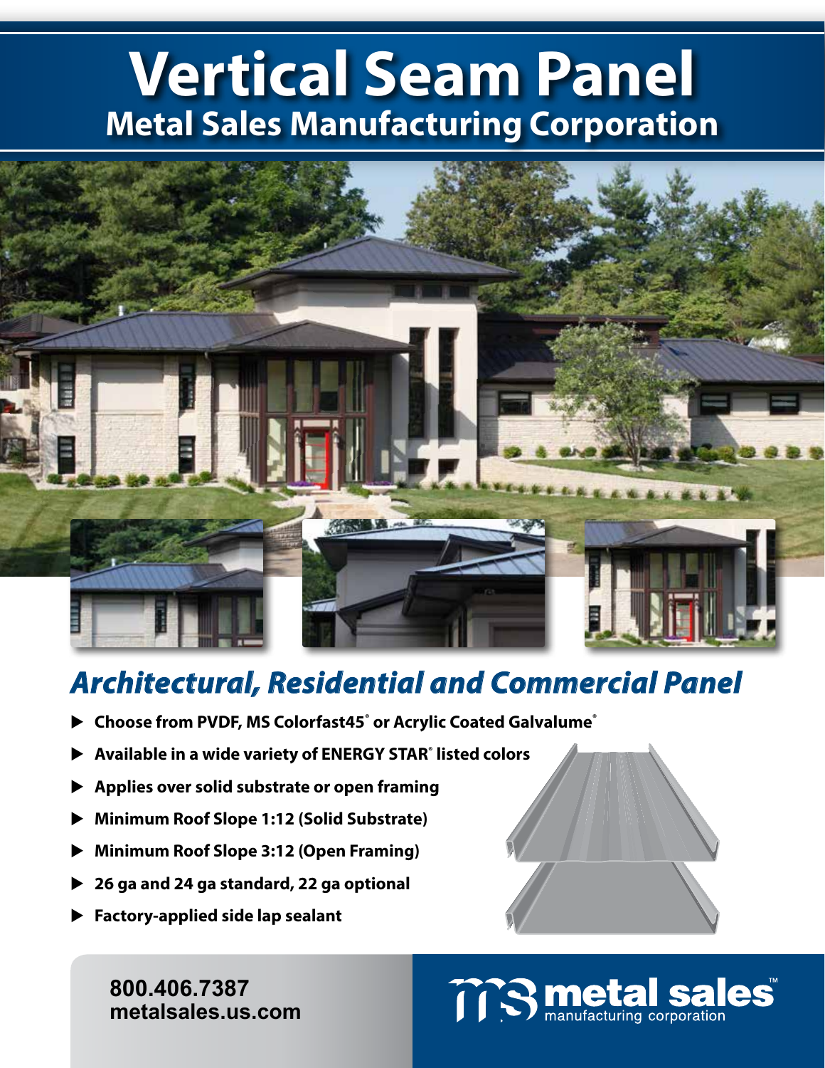# Vertical Seam Panel

## Metal Sales Manufacturing Corporation

## *Architectural, Residential and Commercial Panel*

- **Choose from PVDF, MS Colorfast45® or Acrylic Coated Galvalume®**
- **Available in a wide variety of ENERGY STAR® listed colors**
- **Applies over solid substrate or open framing**
- **Minimum Roof Slope 1:12 (Solid Substrate)**
- **Minimum Roof Slope 3:12 (Open Framing)**
- **26 ga and 24 ga standard, 22 ga optional**
- **Factory-applied side lap sealant**

**800.406.7387**
**metalsales.us.com**

metal sales™ manufacturing corporation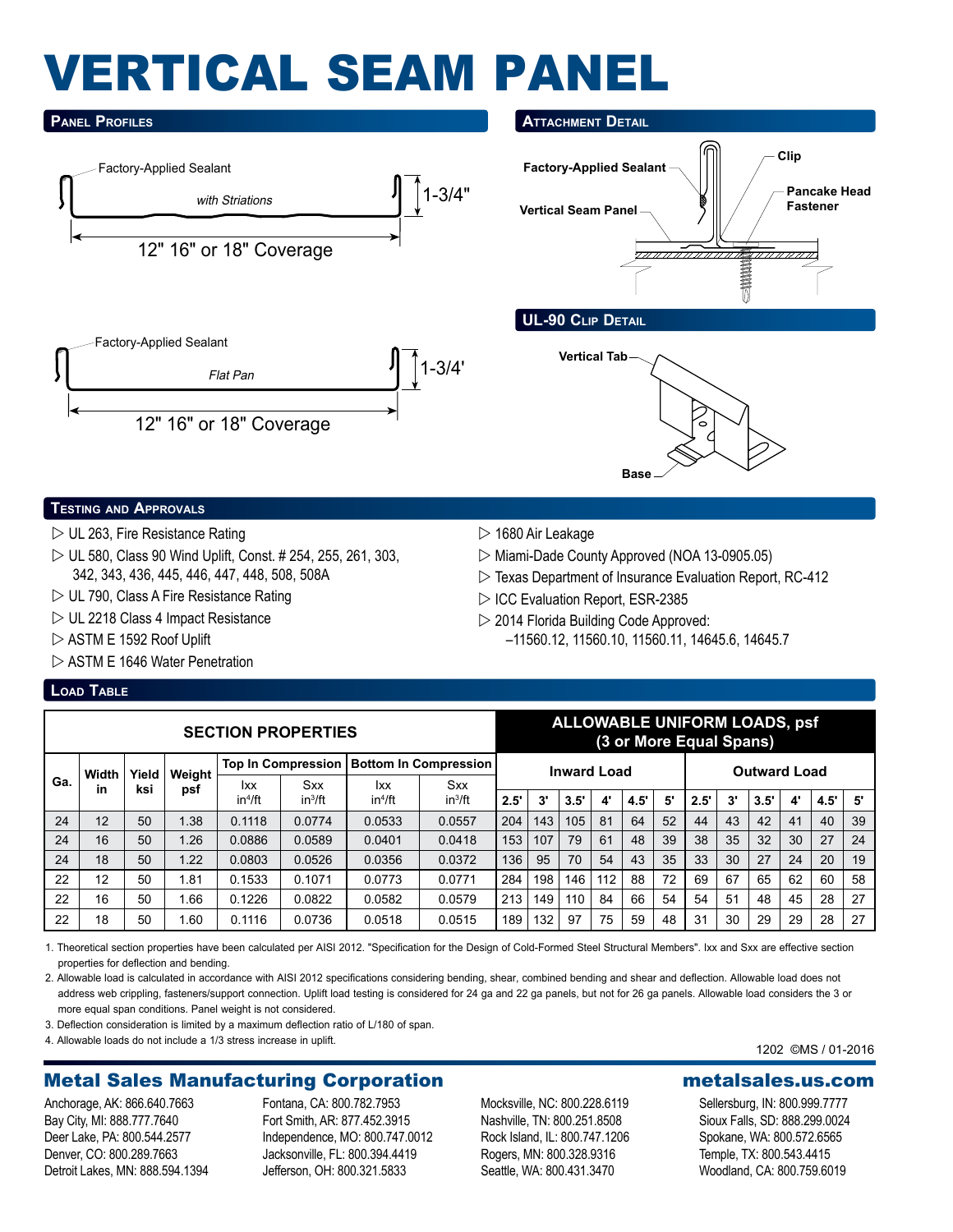# VERTICAL SEAM PANEL

## Panel Profiles

Factory-Applied Sealant

with Striations

1-3/4"

12" 16" or 18" Coverage

Factory-Applied Sealant

Flat Pan

1-3/4'

12" 16" or 18" Coverage

## Attachment Detail

Factory-Applied Sealant

Vertical Seam Panel

Clip

Pancake Head Fastener

## UL-90 Clip Detail

Vertical Tab

Base

## Testing and Approvals

- ▷ UL 263, Fire Resistance Rating
- ▷ UL 580, Class 90 Wind Uplift, Const. # 254, 255, 261, 303, 342, 343, 436, 445, 446, 447, 448, 508, 508A
- ▷ UL 790, Class A Fire Resistance Rating
- ▷ UL 2218 Class 4 Impact Resistance
- ▷ ASTM E 1592 Roof Uplift
- ▷ ASTM E 1646 Water Penetration
- ▷ 1680 Air Leakage
- ▷ Miami-Dade County Approved (NOA 13-0905.05)
- ▷ Texas Department of Insurance Evaluation Report, RC-412
- ▷ ICC Evaluation Report, ESR-2385
- ▷ 2014 Florida Building Code Approved:
  –11560.12, 11560.10, 11560.11, 14645.6, 14645.7

## Load Table

| SECTION PROPERTIES | | | | | | | | ALLOWABLE UNIFORM LOADS, psf (3 or More Equal Spans) | | | | | | | | | | | |
|---|---|---|---|---|---|---|---|---|---|---|---|---|---|---|---|---|---|---|---|
| Ga. | Width in | Yield ksi | Weight psf | Top In Compression | | Bottom In Compression | | Inward Load | | | | | | Outward Load | | | | | |
| | | | | Ixx in⁴/ft | Sxx in³/ft | Ixx in⁴/ft | Sxx in³/ft | 2.5' | 3' | 3.5' | 4' | 4.5' | 5' | 2.5' | 3' | 3.5' | 4' | 4.5' | 5' |
| 24 | 12 | 50 | 1.38 | 0.1118 | 0.0774 | 0.0533 | 0.0557 | 204 | 143 | 105 | 81 | 64 | 52 | 44 | 43 | 42 | 41 | 40 | 39 |
| 24 | 16 | 50 | 1.26 | 0.0886 | 0.0589 | 0.0401 | 0.0418 | 153 | 107 | 79 | 61 | 48 | 39 | 38 | 35 | 32 | 30 | 27 | 24 |
| 24 | 18 | 50 | 1.22 | 0.0803 | 0.0526 | 0.0356 | 0.0372 | 136 | 95 | 70 | 54 | 43 | 35 | 33 | 30 | 27 | 24 | 20 | 19 |
| 22 | 12 | 50 | 1.81 | 0.1533 | 0.1071 | 0.0773 | 0.0771 | 284 | 198 | 146 | 112 | 88 | 72 | 69 | 67 | 65 | 62 | 60 | 58 |
| 22 | 16 | 50 | 1.66 | 0.1226 | 0.0822 | 0.0582 | 0.0579 | 213 | 149 | 110 | 84 | 66 | 54 | 54 | 51 | 48 | 45 | 28 | 27 |
| 22 | 18 | 50 | 1.60 | 0.1116 | 0.0736 | 0.0518 | 0.0515 | 189 | 132 | 97 | 75 | 59 | 48 | 31 | 30 | 29 | 29 | 28 | 27 |

1. Theoretical section properties have been calculated per AISI 2012. "Specification for the Design of Cold-Formed Steel Structural Members". Ixx and Sxx are effective section properties for deflection and bending.
2. Allowable load is calculated in accordance with AISI 2012 specifications considering bending, shear, combined bending and shear and deflection. Allowable load does not address web crippling, fasteners/support connection. Uplift load testing is considered for 24 ga and 22 ga panels, but not for 26 ga panels. Allowable load considers the 3 or more equal span conditions. Panel weight is not considered.
3. Deflection consideration is limited by a maximum deflection ratio of L/180 of span.
4. Allowable loads do not include a 1/3 stress increase in uplift.

1202 ©MS / 01-2016

**Metal Sales Manufacturing Corporation** — **metalsales.us.com**

Anchorage, AK: 866.640.7663
Bay City, MI: 888.777.7640
Deer Lake, PA: 800.544.2577
Denver, CO: 800.289.7663
Detroit Lakes, MN: 888.594.1394
Fontana, CA: 800.782.7953
Fort Smith, AR: 877.452.3915
Independence, MO: 800.747.0012
Jacksonville, FL: 800.394.4419
Jefferson, OH: 800.321.5833
Mocksville, NC: 800.228.6119
Nashville, TN: 800.251.8508
Rock Island, IL: 800.747.1206
Rogers, MN: 800.328.9316
Seattle, WA: 800.431.3470
Sellersburg, IN: 800.999.7777
Sioux Falls, SD: 888.299.0024
Spokane, WA: 800.572.6565
Temple, TX: 800.543.4415
Woodland, CA: 800.759.6019